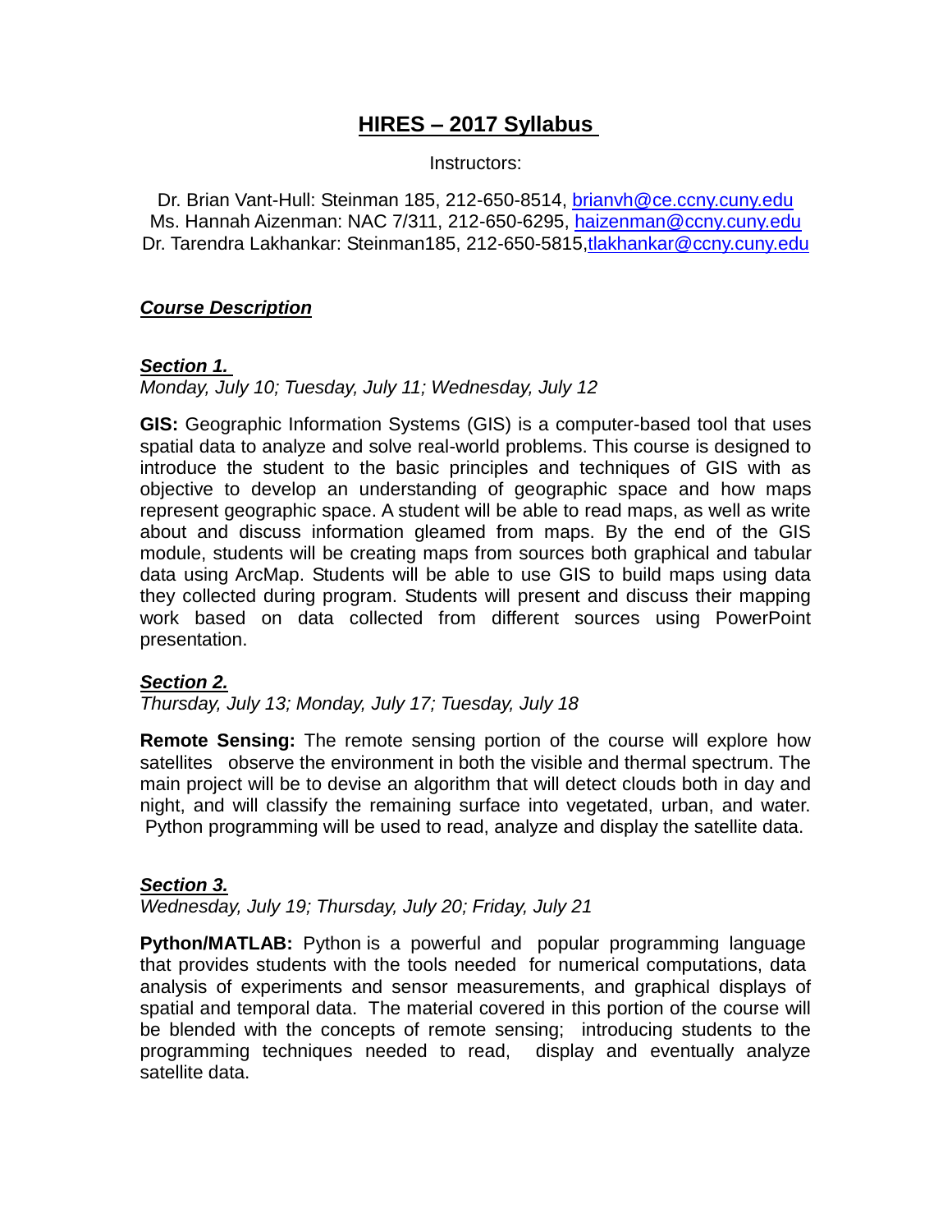# HIRES – 2017 Syllabus

Instructors:

Dr. Brian Vant-Hull: Steinman 185, 212-650-8514, brianvh@ce.ccny.cuny.edu
Ms. Hannah Aizenman: NAC 7/311, 212-650-6295, haizenman@ccny.cuny.edu
Dr. Tarendra Lakhankar: Steinman185, 212-650-5815,tlakhankar@ccny.cuny.edu

## ***Course Description***

### ***Section 1.***

*Monday, July 10; Tuesday, July 11; Wednesday, July 12*

**GIS:** Geographic Information Systems (GIS) is a computer-based tool that uses spatial data to analyze and solve real-world problems. This course is designed to introduce the student to the basic principles and techniques of GIS with as objective to develop an understanding of geographic space and how maps represent geographic space. A student will be able to read maps, as well as write about and discuss information gleamed from maps. By the end of the GIS module, students will be creating maps from sources both graphical and tabular data using ArcMap. Students will be able to use GIS to build maps using data they collected during program. Students will present and discuss their mapping work based on data collected from different sources using PowerPoint presentation.

### ***Section 2.***

*Thursday, July 13; Monday, July 17; Tuesday, July 18*

**Remote Sensing:** The remote sensing portion of the course will explore how satellites observe the environment in both the visible and thermal spectrum. The main project will be to devise an algorithm that will detect clouds both in day and night, and will classify the remaining surface into vegetated, urban, and water. Python programming will be used to read, analyze and display the satellite data.

### ***Section 3.***

*Wednesday, July 19; Thursday, July 20; Friday, July 21*

**Python/MATLAB:** Python is a powerful and popular programming language that provides students with the tools needed for numerical computations, data analysis of experiments and sensor measurements, and graphical displays of spatial and temporal data. The material covered in this portion of the course will be blended with the concepts of remote sensing; introducing students to the programming techniques needed to read, display and eventually analyze satellite data.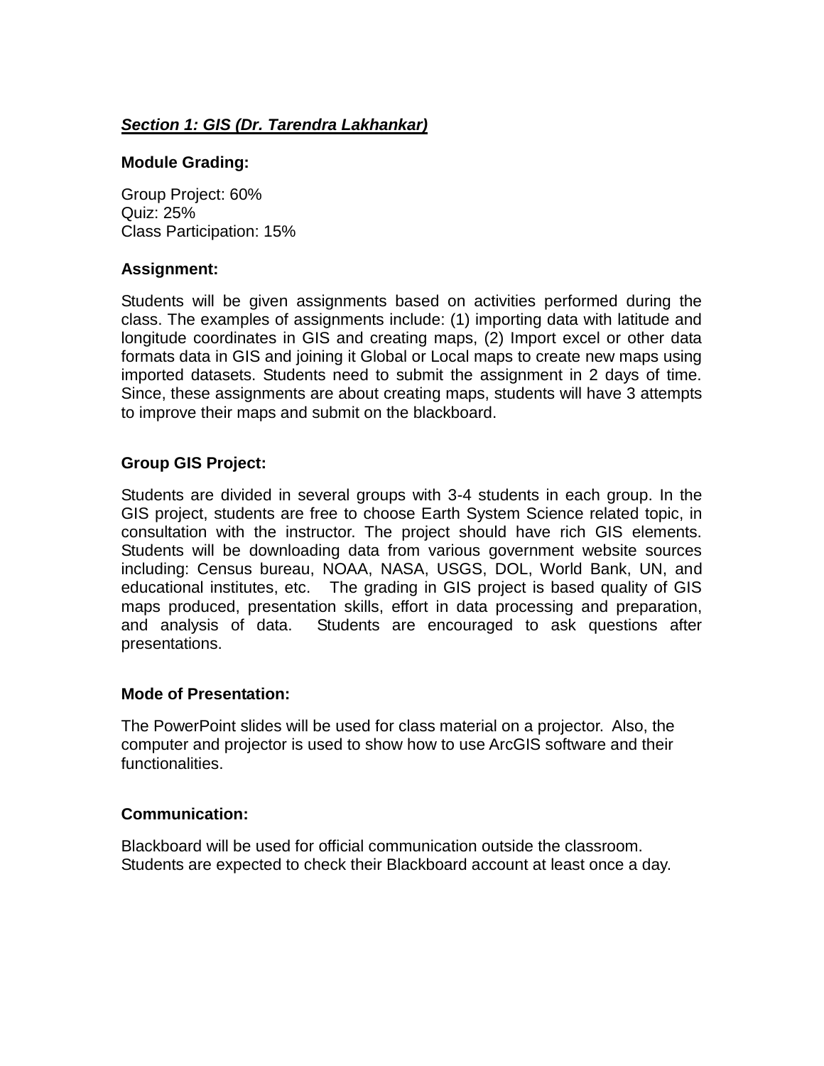***Section 1: GIS (Dr. Tarendra Lakhankar)***

**Module Grading:**

Group Project: 60%  
Quiz: 25%  
Class Participation: 15%

**Assignment:**

Students will be given assignments based on activities performed during the class. The examples of assignments include: (1) importing data with latitude and longitude coordinates in GIS and creating maps, (2) Import excel or other data formats data in GIS and joining it Global or Local maps to create new maps using imported datasets. Students need to submit the assignment in 2 days of time. Since, these assignments are about creating maps, students will have 3 attempts to improve their maps and submit on the blackboard.

**Group GIS Project:**

Students are divided in several groups with 3-4 students in each group. In the GIS project, students are free to choose Earth System Science related topic, in consultation with the instructor. The project should have rich GIS elements. Students will be downloading data from various government website sources including: Census bureau, NOAA, NASA, USGS, DOL, World Bank, UN, and educational institutes, etc. The grading in GIS project is based quality of GIS maps produced, presentation skills, effort in data processing and preparation, and analysis of data. Students are encouraged to ask questions after presentations.

**Mode of Presentation:**

The PowerPoint slides will be used for class material on a projector. Also, the computer and projector is used to show how to use ArcGIS software and their functionalities.

**Communication:**

Blackboard will be used for official communication outside the classroom. Students are expected to check their Blackboard account at least once a day.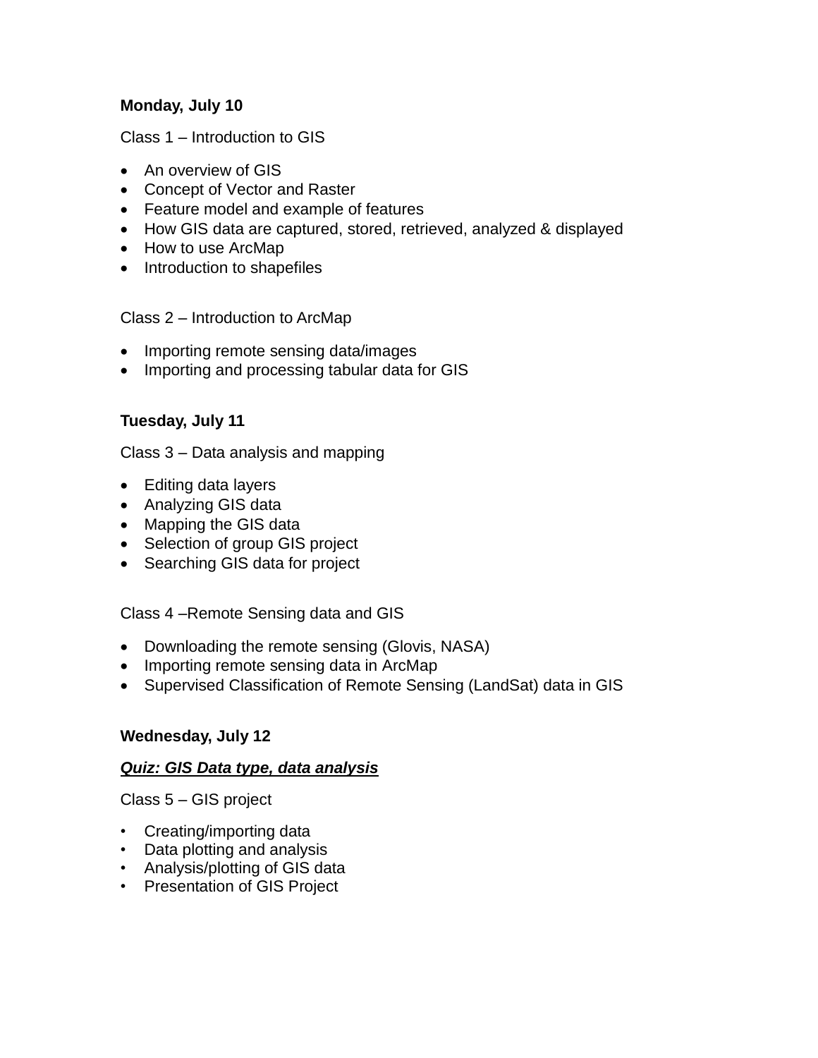**Monday, July 10**

Class 1 – Introduction to GIS

- An overview of GIS
- Concept of Vector and Raster
- Feature model and example of features
- How GIS data are captured, stored, retrieved, analyzed & displayed
- How to use ArcMap
- Introduction to shapefiles

Class 2 – Introduction to ArcMap

- Importing remote sensing data/images
- Importing and processing tabular data for GIS

**Tuesday, July 11**

Class 3 – Data analysis and mapping

- Editing data layers
- Analyzing GIS data
- Mapping the GIS data
- Selection of group GIS project
- Searching GIS data for project

Class 4 –Remote Sensing data and GIS

- Downloading the remote sensing (Glovis, NASA)
- Importing remote sensing data in ArcMap
- Supervised Classification of Remote Sensing (LandSat) data in GIS

**Wednesday, July 12**

***<u>Quiz: GIS Data type, data analysis</u>***

Class 5 – GIS project

- Creating/importing data
- Data plotting and analysis
- Analysis/plotting of GIS data
- Presentation of GIS Project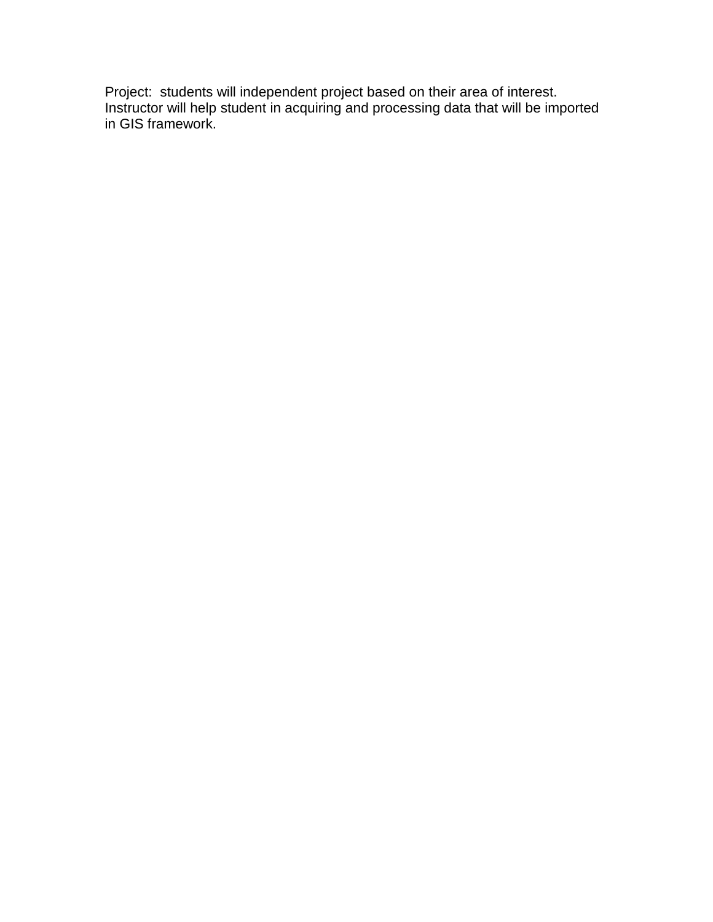Project: students will independent project based on their area of interest. Instructor will help student in acquiring and processing data that will be imported in GIS framework.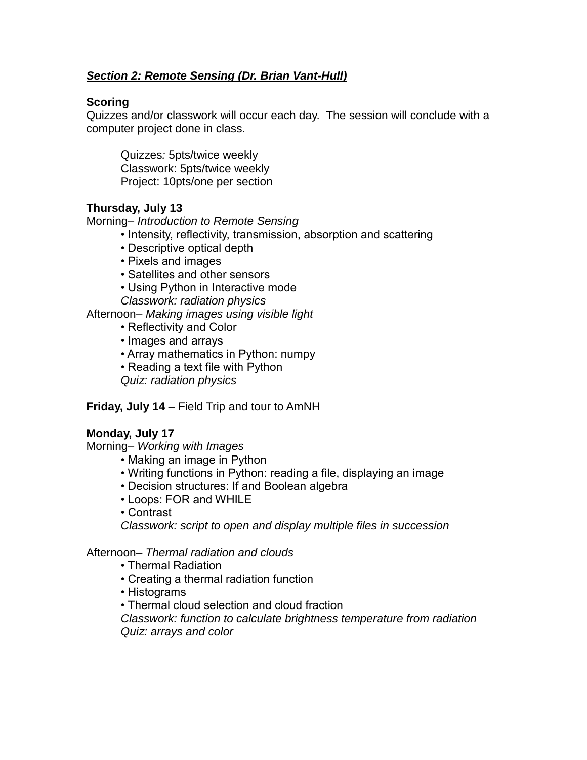***Section 2: Remote Sensing (Dr. Brian Vant-Hull)***

**Scoring**

Quizzes and/or classwork will occur each day. The session will conclude with a computer project done in class.

> Quizzes*:* 5pts/twice weekly
> Classwork: 5pts/twice weekly
> Project: 10pts/one per section

**Thursday, July 13**

Morning– *Introduction to Remote Sensing*

- Intensity, reflectivity, transmission, absorption and scattering
- Descriptive optical depth
- Pixels and images
- Satellites and other sensors
- Using Python in Interactive mode

*Classwork: radiation physics*

Afternoon– *Making images using visible light*

- Reflectivity and Color
- Images and arrays
- Array mathematics in Python: numpy
- Reading a text file with Python

*Quiz: radiation physics*

**Friday, July 14** – Field Trip and tour to AmNH

**Monday, July 17**

Morning– *Working with Images*

- Making an image in Python
- Writing functions in Python: reading a file, displaying an image
- Decision structures: If and Boolean algebra
- Loops: FOR and WHILE
- Contrast

*Classwork: script to open and display multiple files in succession*

Afternoon– *Thermal radiation and clouds*

- Thermal Radiation
- Creating a thermal radiation function
- Histograms
- Thermal cloud selection and cloud fraction

*Classwork: function to calculate brightness temperature from radiation*
*Quiz: arrays and color*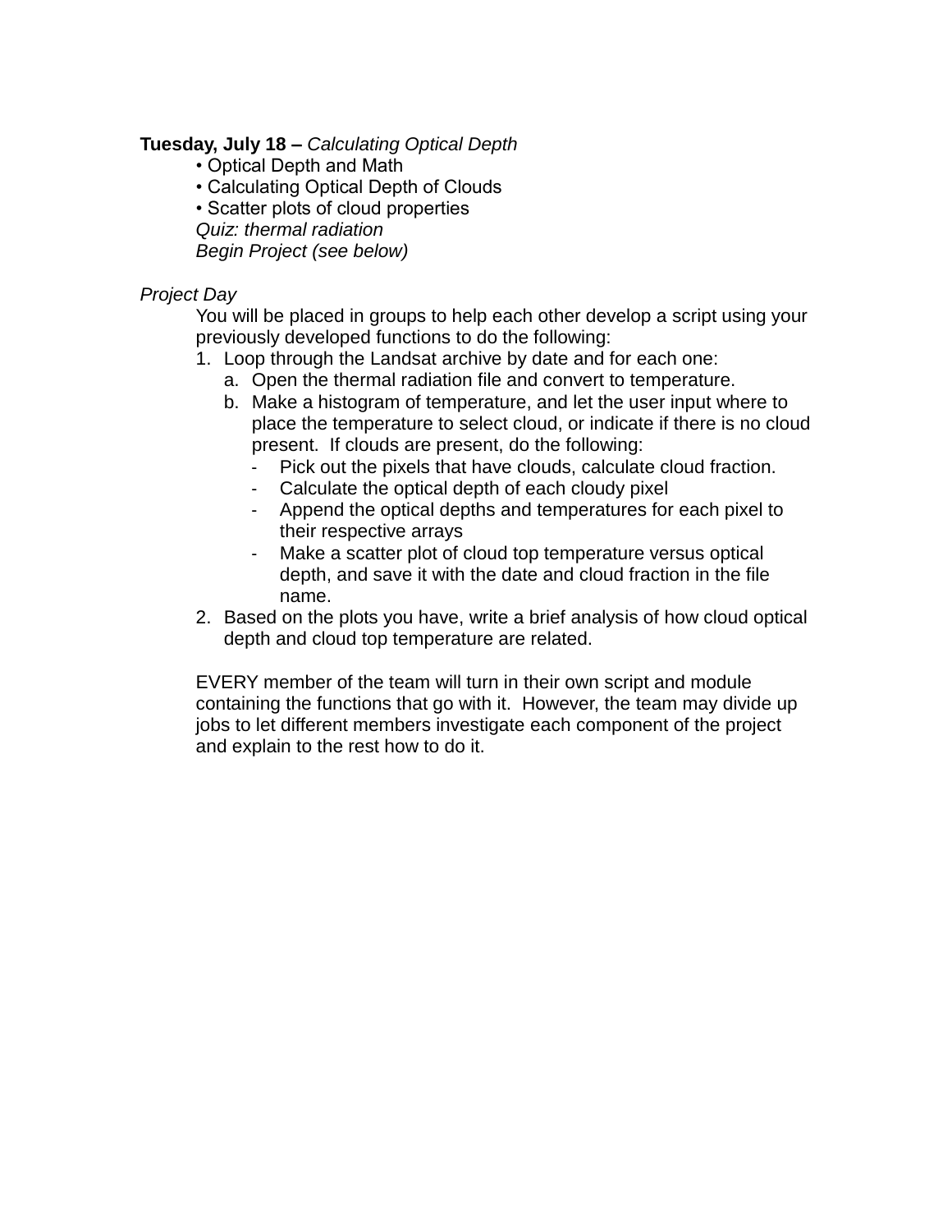**Tuesday, July 18 –** *Calculating Optical Depth*

- Optical Depth and Math
- Calculating Optical Depth of Clouds
- Scatter plots of cloud properties

*Quiz: thermal radiation*

*Begin Project (see below)*

*Project Day*

You will be placed in groups to help each other develop a script using your previously developed functions to do the following:

1. Loop through the Landsat archive by date and for each one:
   a. Open the thermal radiation file and convert to temperature.
   b. Make a histogram of temperature, and let the user input where to place the temperature to select cloud, or indicate if there is no cloud present. If clouds are present, do the following:
      - Pick out the pixels that have clouds, calculate cloud fraction.
      - Calculate the optical depth of each cloudy pixel
      - Append the optical depths and temperatures for each pixel to their respective arrays
      - Make a scatter plot of cloud top temperature versus optical depth, and save it with the date and cloud fraction in the file name.
2. Based on the plots you have, write a brief analysis of how cloud optical depth and cloud top temperature are related.

EVERY member of the team will turn in their own script and module containing the functions that go with it. However, the team may divide up jobs to let different members investigate each component of the project and explain to the rest how to do it.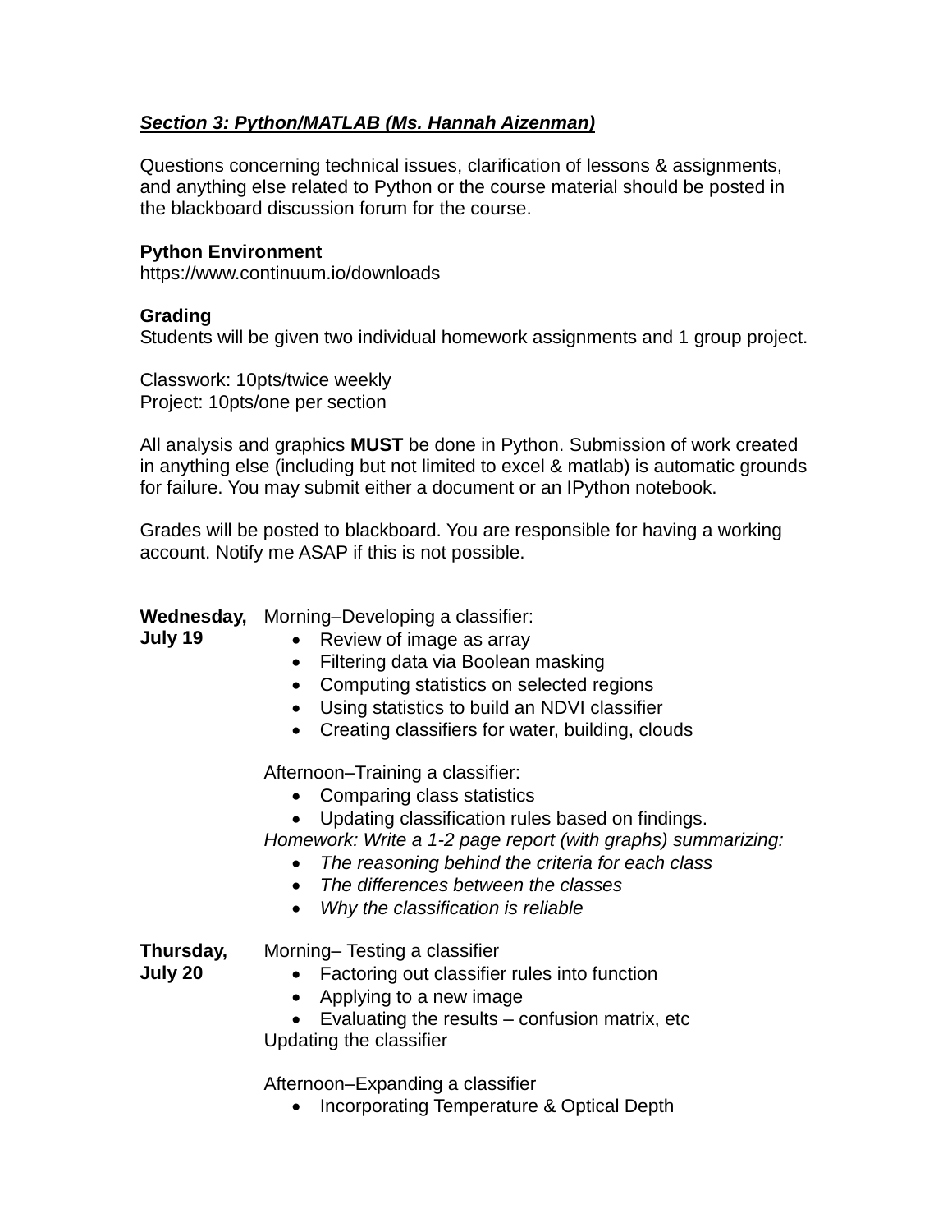***Section 3: Python/MATLAB (Ms. Hannah Aizenman)***

Questions concerning technical issues, clarification of lessons & assignments, and anything else related to Python or the course material should be posted in the blackboard discussion forum for the course.

**Python Environment**
https://www.continuum.io/downloads

**Grading**
Students will be given two individual homework assignments and 1 group project.

Classwork: 10pts/twice weekly
Project: 10pts/one per section

All analysis and graphics **MUST** be done in Python. Submission of work created in anything else (including but not limited to excel & matlab) is automatic grounds for failure. You may submit either a document or an IPython notebook.

Grades will be posted to blackboard. You are responsible for having a working account. Notify me ASAP if this is not possible.

**Wednesday, July 19**

Morning–Developing a classifier:

- Review of image as array
- Filtering data via Boolean masking
- Computing statistics on selected regions
- Using statistics to build an NDVI classifier
- Creating classifiers for water, building, clouds

Afternoon–Training a classifier:

- Comparing class statistics
- Updating classification rules based on findings.

*Homework: Write a 1-2 page report (with graphs) summarizing:*

- *The reasoning behind the criteria for each class*
- *The differences between the classes*
- *Why the classification is reliable*

**Thursday, July 20**

Morning– Testing a classifier

- Factoring out classifier rules into function
- Applying to a new image
- Evaluating the results – confusion matrix, etc

Updating the classifier

Afternoon–Expanding a classifier

- Incorporating Temperature & Optical Depth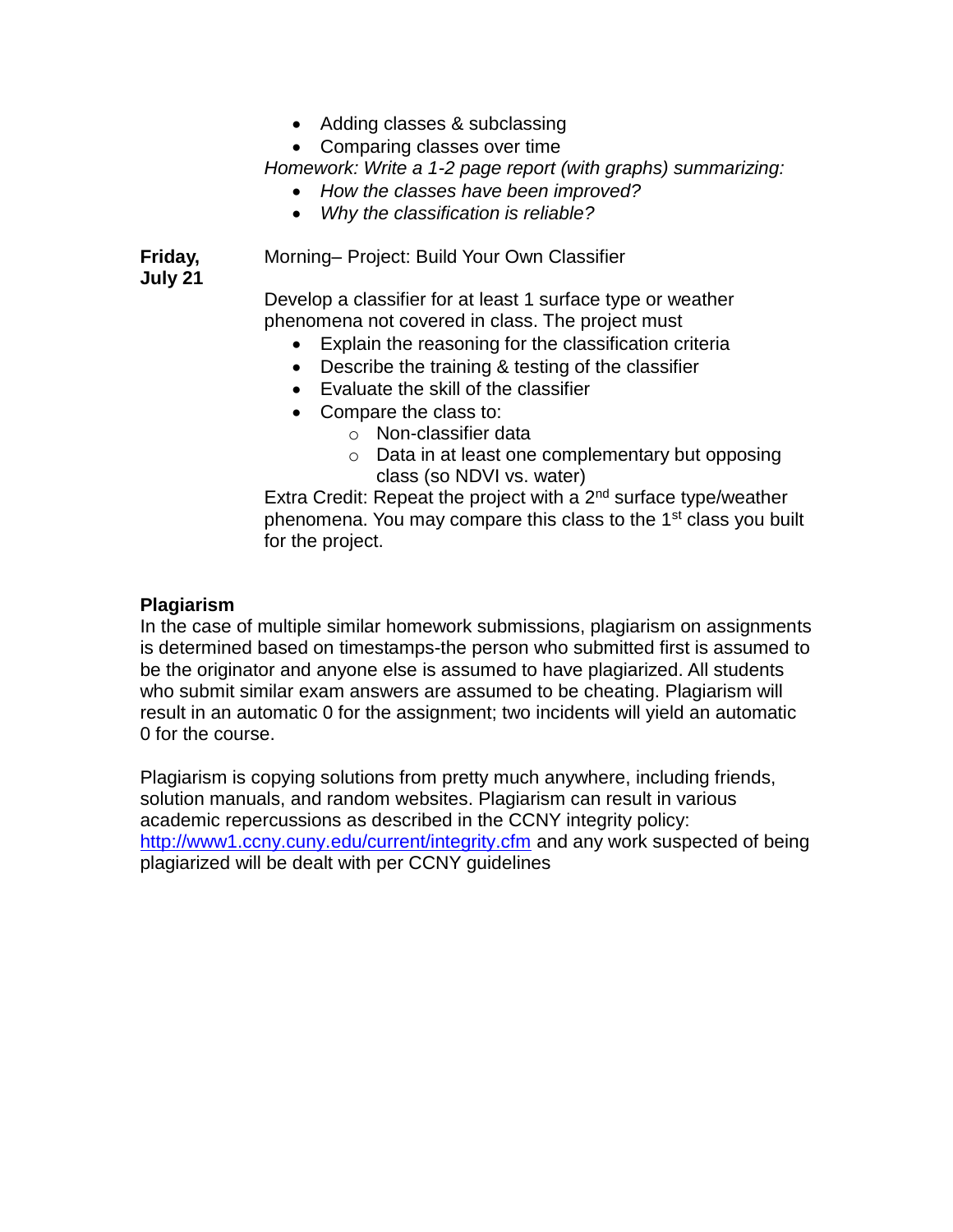- Adding classes & subclassing
- Comparing classes over time

*Homework: Write a 1-2 page report (with graphs) summarizing:*

- *How the classes have been improved?*
- *Why the classification is reliable?*

**Friday, July 21**

Morning– Project: Build Your Own Classifier

Develop a classifier for at least 1 surface type or weather phenomena not covered in class. The project must

- Explain the reasoning for the classification criteria
- Describe the training & testing of the classifier
- Evaluate the skill of the classifier
- Compare the class to:
  - Non-classifier data
  - Data in at least one complementary but opposing class (so NDVI vs. water)

Extra Credit: Repeat the project with a 2nd surface type/weather phenomena. You may compare this class to the 1st class you built for the project.

**Plagiarism**

In the case of multiple similar homework submissions, plagiarism on assignments is determined based on timestamps-the person who submitted first is assumed to be the originator and anyone else is assumed to have plagiarized. All students who submit similar exam answers are assumed to be cheating. Plagiarism will result in an automatic 0 for the assignment; two incidents will yield an automatic 0 for the course.

Plagiarism is copying solutions from pretty much anywhere, including friends, solution manuals, and random websites. Plagiarism can result in various academic repercussions as described in the CCNY integrity policy: [http://www1.ccny.cuny.edu/current/integrity.cfm](http://www1.ccny.cuny.edu/current/integrity.cfm) and any work suspected of being plagiarized will be dealt with per CCNY guidelines